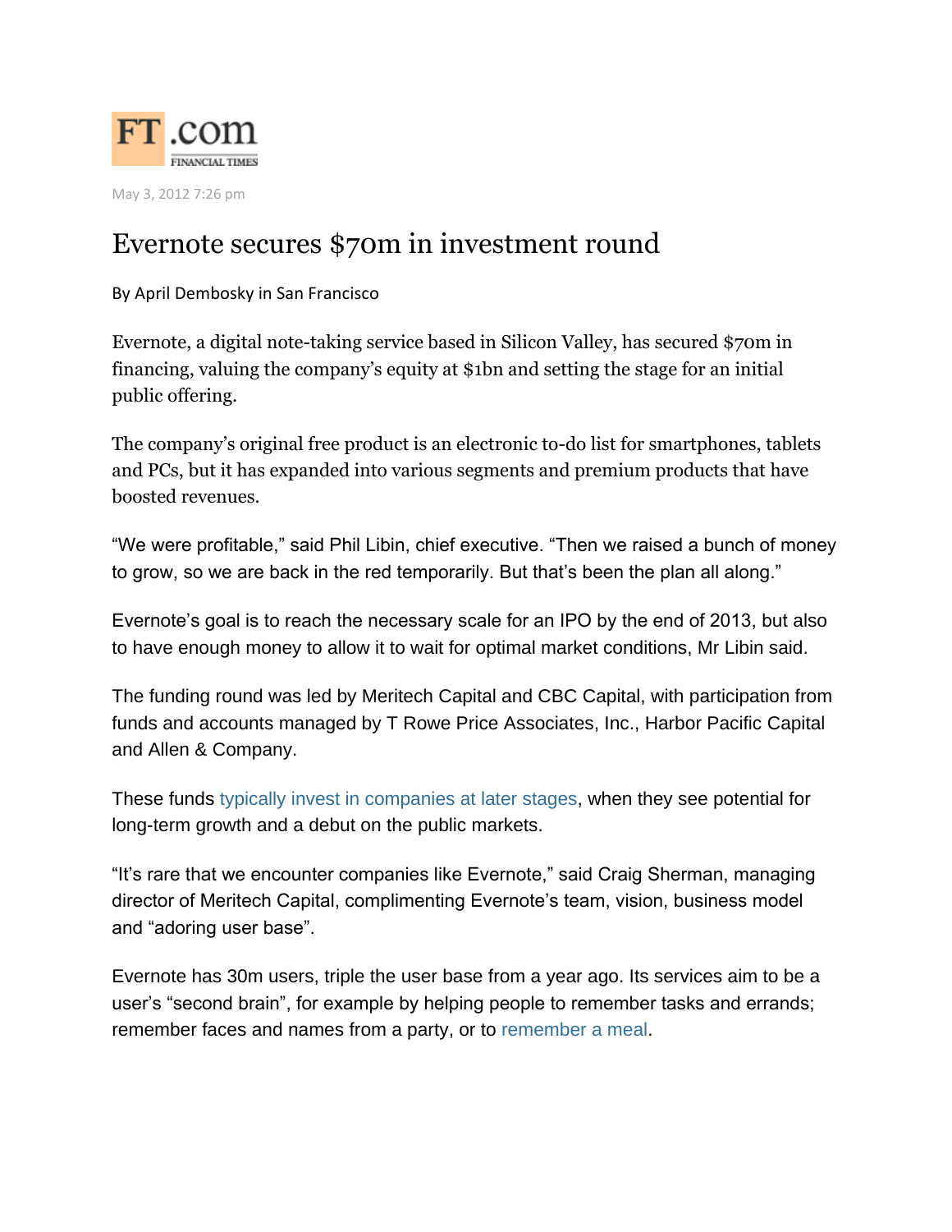FT.com
FINANCIAL TIMES

May 3, 2012 7:26 pm

# Evernote secures $70m in investment round

By April Dembosky in San Francisco

Evernote, a digital note-taking service based in Silicon Valley, has secured $70m in financing, valuing the company's equity at $1bn and setting the stage for an initial public offering.

The company's original free product is an electronic to-do list for smartphones, tablets and PCs, but it has expanded into various segments and premium products that have boosted revenues.

"We were profitable," said Phil Libin, chief executive. "Then we raised a bunch of money to grow, so we are back in the red temporarily. But that's been the plan all along."

Evernote's goal is to reach the necessary scale for an IPO by the end of 2013, but also to have enough money to allow it to wait for optimal market conditions, Mr Libin said.

The funding round was led by Meritech Capital and CBC Capital, with participation from funds and accounts managed by T Rowe Price Associates, Inc., Harbor Pacific Capital and Allen & Company.

These funds typically invest in companies at later stages, when they see potential for long-term growth and a debut on the public markets.

"It's rare that we encounter companies like Evernote," said Craig Sherman, managing director of Meritech Capital, complimenting Evernote's team, vision, business model and "adoring user base".

Evernote has 30m users, triple the user base from a year ago. Its services aim to be a user's "second brain", for example by helping people to remember tasks and errands; remember faces and names from a party, or to remember a meal.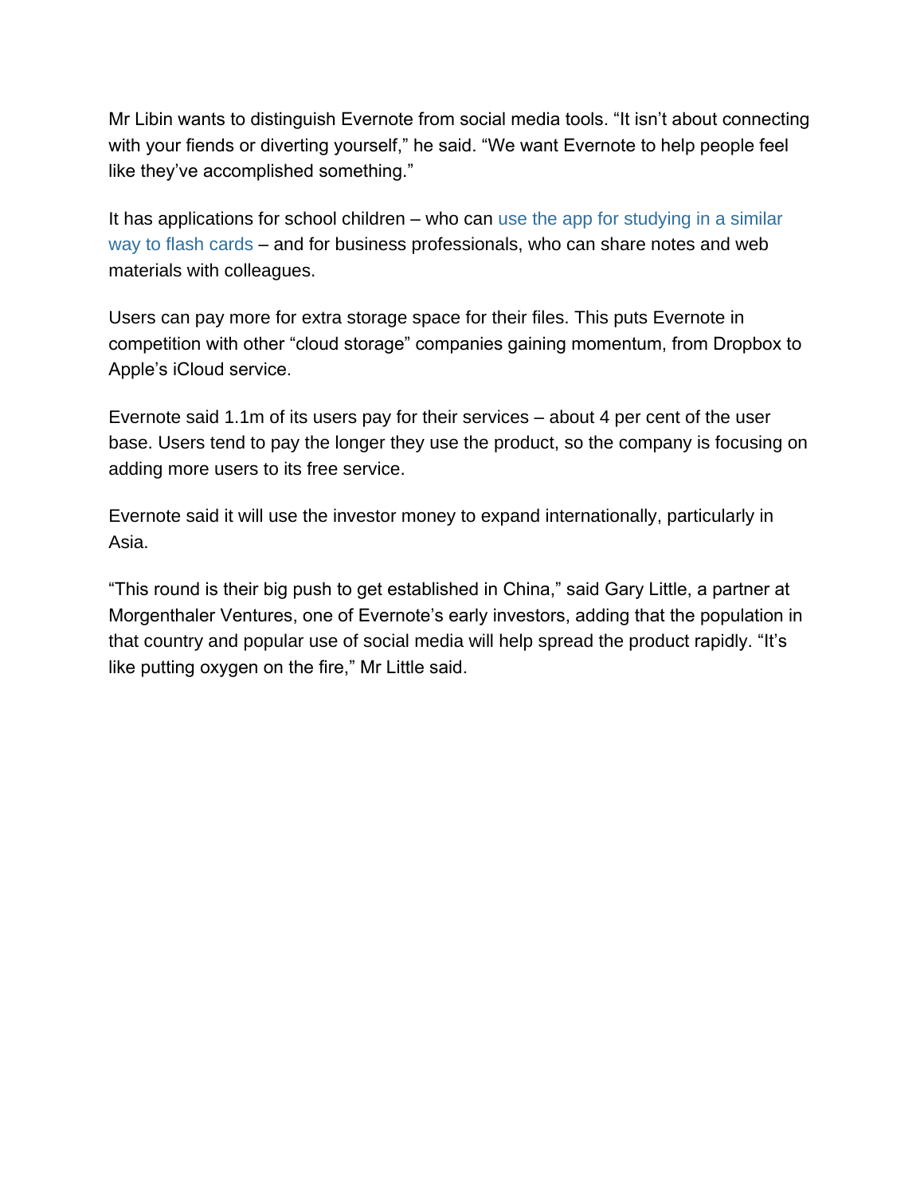Mr Libin wants to distinguish Evernote from social media tools. “It isn’t about connecting with your fiends or diverting yourself,” he said. “We want Evernote to help people feel like they’ve accomplished something.”

It has applications for school children – who can use the app for studying in a similar way to flash cards – and for business professionals, who can share notes and web materials with colleagues.

Users can pay more for extra storage space for their files. This puts Evernote in competition with other “cloud storage” companies gaining momentum, from Dropbox to Apple’s iCloud service.

Evernote said 1.1m of its users pay for their services – about 4 per cent of the user base. Users tend to pay the longer they use the product, so the company is focusing on adding more users to its free service.

Evernote said it will use the investor money to expand internationally, particularly in Asia.

“This round is their big push to get established in China,” said Gary Little, a partner at Morgenthaler Ventures, one of Evernote’s early investors, adding that the population in that country and popular use of social media will help spread the product rapidly. “It’s like putting oxygen on the fire,” Mr Little said.